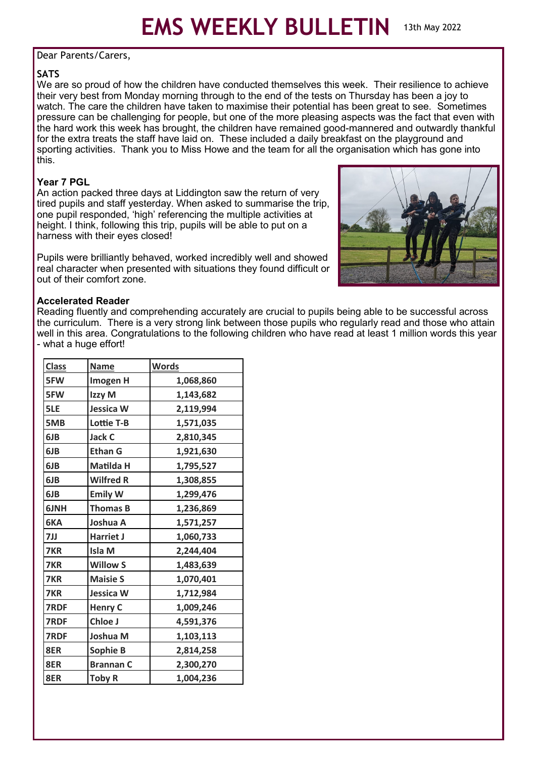# EMS WEEKLY BULLETIN

13th May 2022

Dear Parents/Carers,

**SATS**

We are so proud of how the children have conducted themselves this week. Their resilience to achieve their very best from Monday morning through to the end of the tests on Thursday has been a joy to watch. The care the children have taken to maximise their potential has been great to see. Sometimes pressure can be challenging for people, but one of the more pleasing aspects was the fact that even with the hard work this week has brought, the children have remained good-mannered and outwardly thankful for the extra treats the staff have laid on. These included a daily breakfast on the playground and sporting activities. Thank you to Miss Howe and the team for all the organisation which has gone into this.

**Year 7 PGL**

An action packed three days at Liddington saw the return of very tired pupils and staff yesterday. When asked to summarise the trip, one pupil responded, 'high' referencing the multiple activities at height. I think, following this trip, pupils will be able to put on a harness with their eyes closed!

Pupils were brilliantly behaved, worked incredibly well and showed real character when presented with situations they found difficult or out of their comfort zone.

**Accelerated Reader**

Reading fluently and comprehending accurately are crucial to pupils being able to be successful across the curriculum. There is a very strong link between those pupils who regularly read and those who attain well in this area. Congratulations to the following children who have read at least 1 million words this year - what a huge effort!

| Class | Name | Words |
|---|---|---|
| 5FW | Imogen H | 1,068,860 |
| 5FW | Izzy M | 1,143,682 |
| 5LE | Jessica W | 2,119,994 |
| 5MB | Lottie T-B | 1,571,035 |
| 6JB | Jack C | 2,810,345 |
| 6JB | Ethan G | 1,921,630 |
| 6JB | Matilda H | 1,795,527 |
| 6JB | Wilfred R | 1,308,855 |
| 6JB | Emily W | 1,299,476 |
| 6JNH | Thomas B | 1,236,869 |
| 6KA | Joshua A | 1,571,257 |
| 7JJ | Harriet J | 1,060,733 |
| 7KR | Isla M | 2,244,404 |
| 7KR | Willow S | 1,483,639 |
| 7KR | Maisie S | 1,070,401 |
| 7KR | Jessica W | 1,712,984 |
| 7RDF | Henry C | 1,009,246 |
| 7RDF | Chloe J | 4,591,376 |
| 7RDF | Joshua M | 1,103,113 |
| 8ER | Sophie B | 2,814,258 |
| 8ER | Brannan C | 2,300,270 |
| 8ER | Toby R | 1,004,236 |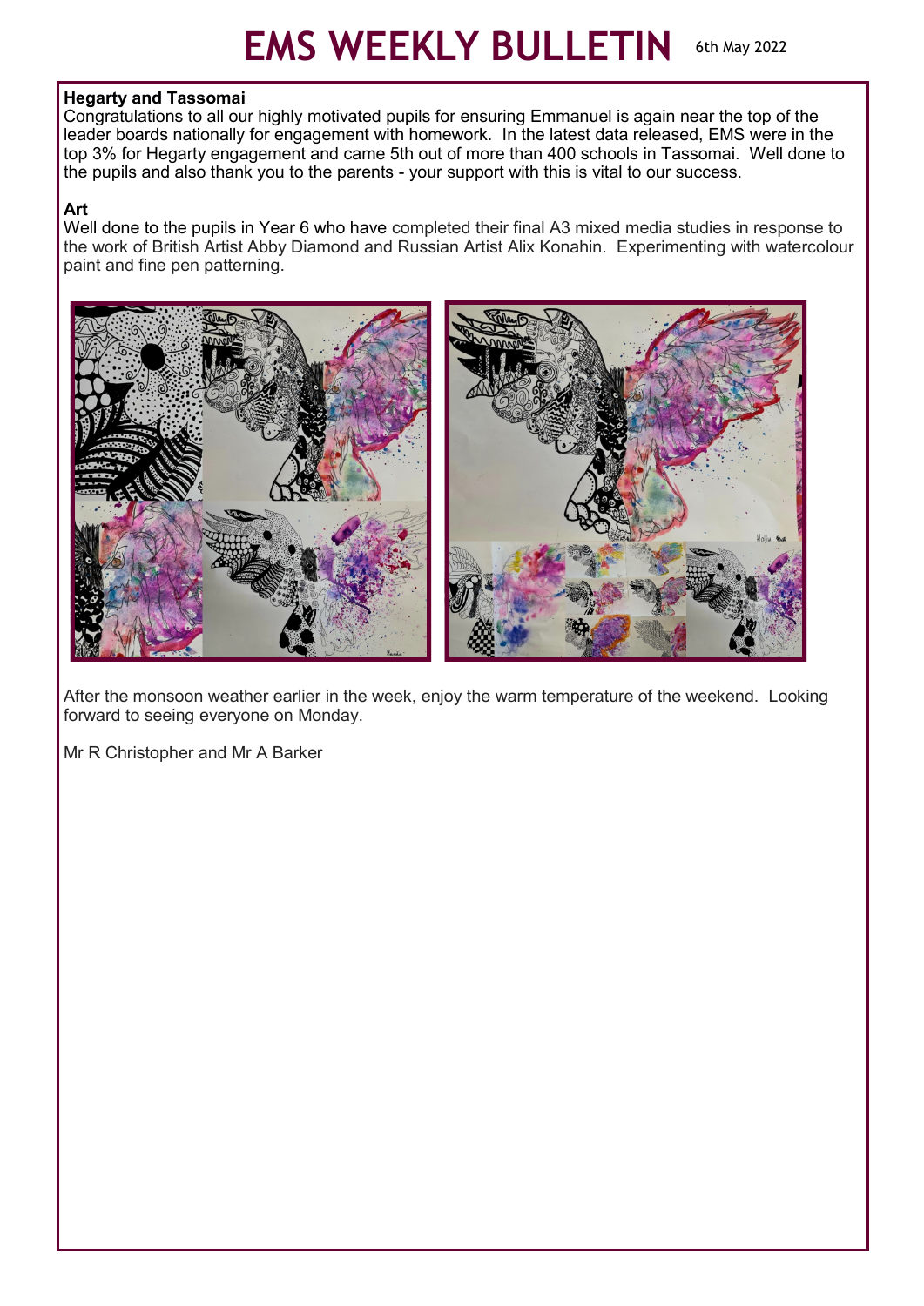# EMS WEEKLY BULLETIN

6th May 2022

**Hegarty and Tassomai**

Congratulations to all our highly motivated pupils for ensuring Emmanuel is again near the top of the leader boards nationally for engagement with homework. In the latest data released, EMS were in the top 3% for Hegarty engagement and came 5th out of more than 400 schools in Tassomai. Well done to the pupils and also thank you to the parents - your support with this is vital to our success.

**Art**

Well done to the pupils in Year 6 who have completed their final A3 mixed media studies in response to the work of British Artist Abby Diamond and Russian Artist Alix Konahin. Experimenting with watercolour paint and fine pen patterning.

After the monsoon weather earlier in the week, enjoy the warm temperature of the weekend. Looking forward to seeing everyone on Monday.

Mr R Christopher and Mr A Barker